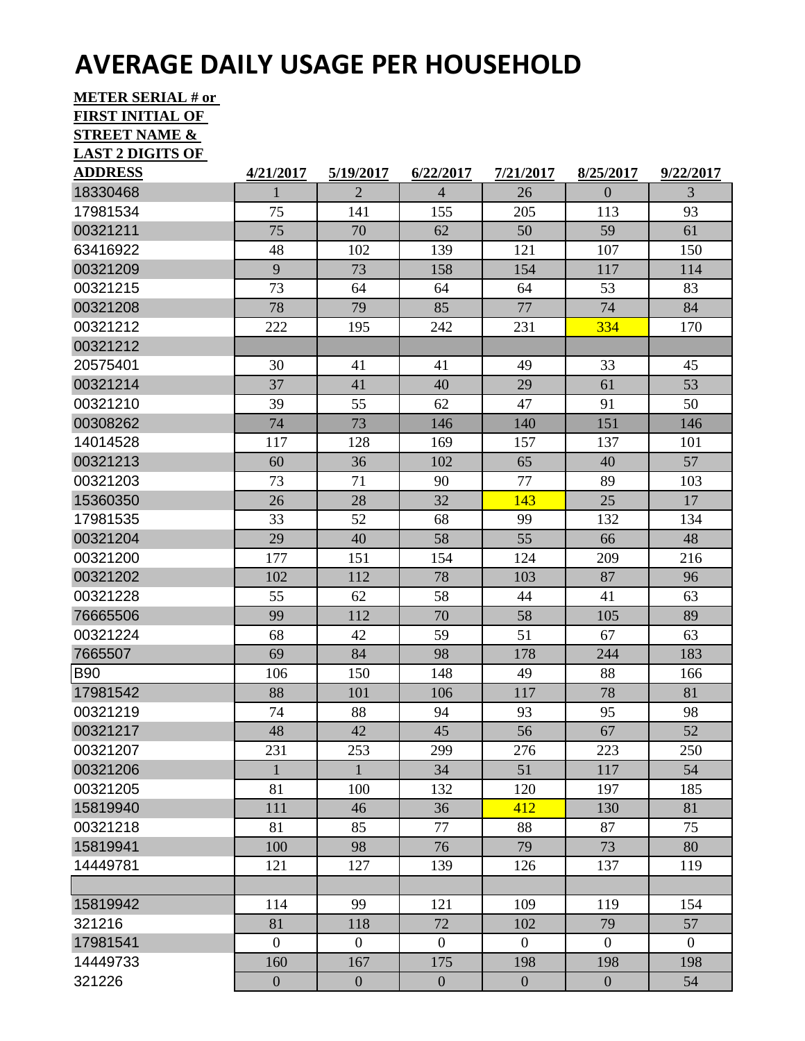# AVERAGE DAILY USAGE PER HOUSEHOLD

| METER SERIAL # or FIRST INITIAL OF STREET NAME & LAST 2 DIGITS OF ADDRESS | 4/21/2017 | 5/19/2017 | 6/22/2017 | 7/21/2017 | 8/25/2017 | 9/22/2017 |
|---|---|---|---|---|---|---|
| 18330468 | 1 | 2 | 4 | 26 | 0 | 3 |
| 17981534 | 75 | 141 | 155 | 205 | 113 | 93 |
| 00321211 | 75 | 70 | 62 | 50 | 59 | 61 |
| 63416922 | 48 | 102 | 139 | 121 | 107 | 150 |
| 00321209 | 9 | 73 | 158 | 154 | 117 | 114 |
| 00321215 | 73 | 64 | 64 | 64 | 53 | 83 |
| 00321208 | 78 | 79 | 85 | 77 | 74 | 84 |
| 00321212 | 222 | 195 | 242 | 231 | 334 | 170 |
| 00321212 | | | | | | |
| 20575401 | 30 | 41 | 41 | 49 | 33 | 45 |
| 00321214 | 37 | 41 | 40 | 29 | 61 | 53 |
| 00321210 | 39 | 55 | 62 | 47 | 91 | 50 |
| 00308262 | 74 | 73 | 146 | 140 | 151 | 146 |
| 14014528 | 117 | 128 | 169 | 157 | 137 | 101 |
| 00321213 | 60 | 36 | 102 | 65 | 40 | 57 |
| 00321203 | 73 | 71 | 90 | 77 | 89 | 103 |
| 15360350 | 26 | 28 | 32 | 143 | 25 | 17 |
| 17981535 | 33 | 52 | 68 | 99 | 132 | 134 |
| 00321204 | 29 | 40 | 58 | 55 | 66 | 48 |
| 00321200 | 177 | 151 | 154 | 124 | 209 | 216 |
| 00321202 | 102 | 112 | 78 | 103 | 87 | 96 |
| 00321228 | 55 | 62 | 58 | 44 | 41 | 63 |
| 76665506 | 99 | 112 | 70 | 58 | 105 | 89 |
| 00321224 | 68 | 42 | 59 | 51 | 67 | 63 |
| 7665507 | 69 | 84 | 98 | 178 | 244 | 183 |
| B90 | 106 | 150 | 148 | 49 | 88 | 166 |
| 17981542 | 88 | 101 | 106 | 117 | 78 | 81 |
| 00321219 | 74 | 88 | 94 | 93 | 95 | 98 |
| 00321217 | 48 | 42 | 45 | 56 | 67 | 52 |
| 00321207 | 231 | 253 | 299 | 276 | 223 | 250 |
| 00321206 | 1 | 1 | 34 | 51 | 117 | 54 |
| 00321205 | 81 | 100 | 132 | 120 | 197 | 185 |
| 15819940 | 111 | 46 | 36 | 412 | 130 | 81 |
| 00321218 | 81 | 85 | 77 | 88 | 87 | 75 |
| 15819941 | 100 | 98 | 76 | 79 | 73 | 80 |
| 14449781 | 121 | 127 | 139 | 126 | 137 | 119 |
| | | | | | | |
| 15819942 | 114 | 99 | 121 | 109 | 119 | 154 |
| 321216 | 81 | 118 | 72 | 102 | 79 | 57 |
| 17981541 | 0 | 0 | 0 | 0 | 0 | 0 |
| 14449733 | 160 | 167 | 175 | 198 | 198 | 198 |
| 321226 | 0 | 0 | 0 | 0 | 0 | 54 |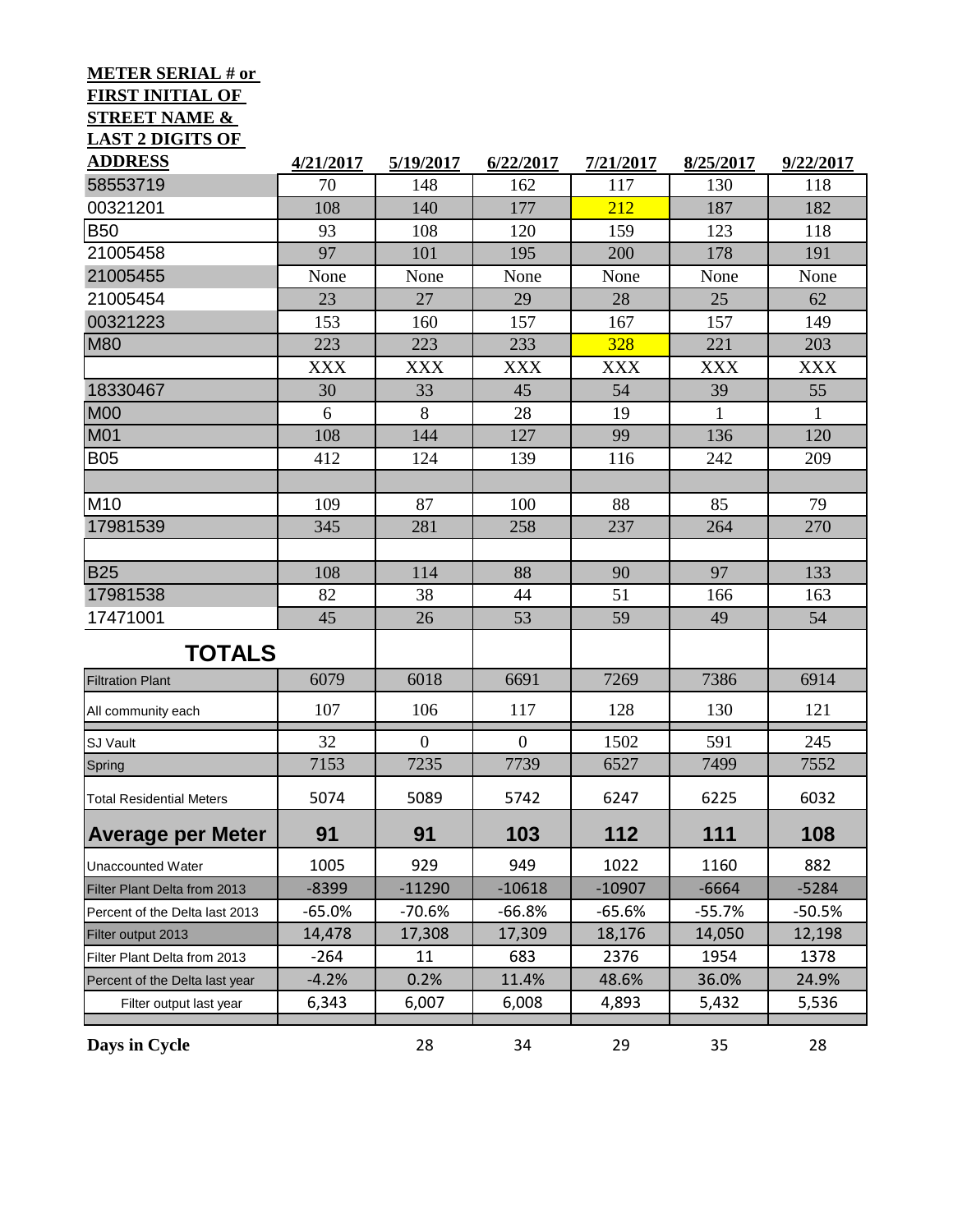| METER SERIAL # or FIRST INITIAL OF STREET NAME & LAST 2 DIGITS OF ADDRESS | 4/21/2017 | 5/19/2017 | 6/22/2017 | 7/21/2017 | 8/25/2017 | 9/22/2017 |
|---|---|---|---|---|---|---|
| 58553719 | 70 | 148 | 162 | 117 | 130 | 118 |
| 00321201 | 108 | 140 | 177 | 212 | 187 | 182 |
| B50 | 93 | 108 | 120 | 159 | 123 | 118 |
| 21005458 | 97 | 101 | 195 | 200 | 178 | 191 |
| 21005455 | None | None | None | None | None | None |
| 21005454 | 23 | 27 | 29 | 28 | 25 | 62 |
| 00321223 | 153 | 160 | 157 | 167 | 157 | 149 |
| M80 | 223 | 223 | 233 | 328 | 221 | 203 |
| | XXX | XXX | XXX | XXX | XXX | XXX |
| 18330467 | 30 | 33 | 45 | 54 | 39 | 55 |
| M00 | 6 | 8 | 28 | 19 | 1 | 1 |
| M01 | 108 | 144 | 127 | 99 | 136 | 120 |
| B05 | 412 | 124 | 139 | 116 | 242 | 209 |
| | | | | | | |
| M10 | 109 | 87 | 100 | 88 | 85 | 79 |
| 17981539 | 345 | 281 | 258 | 237 | 264 | 270 |
| | | | | | | |
| B25 | 108 | 114 | 88 | 90 | 97 | 133 |
| 17981538 | 82 | 38 | 44 | 51 | 166 | 163 |
| 17471001 | 45 | 26 | 53 | 59 | 49 | 54 |
| **TOTALS** | | | | | | |
| Filtration Plant | 6079 | 6018 | 6691 | 7269 | 7386 | 6914 |
| All community each | 107 | 106 | 117 | 128 | 130 | 121 |
| SJ Vault | 32 | 0 | 0 | 1502 | 591 | 245 |
| Spring | 7153 | 7235 | 7739 | 6527 | 7499 | 7552 |
| Total Residential Meters | 5074 | 5089 | 5742 | 6247 | 6225 | 6032 |
| **Average per Meter** | **91** | **91** | **103** | **112** | **111** | **108** |
| Unaccounted Water | 1005 | 929 | 949 | 1022 | 1160 | 882 |
| Filter Plant Delta from 2013 | -8399 | -11290 | -10618 | -10907 | -6664 | -5284 |
| Percent of the Delta last 2013 | -65.0% | -70.6% | -66.8% | -65.6% | -55.7% | -50.5% |
| Filter output 2013 | 14,478 | 17,308 | 17,309 | 18,176 | 14,050 | 12,198 |
| Filter Plant Delta from 2013 | -264 | 11 | 683 | 2376 | 1954 | 1378 |
| Percent of the Delta last year | -4.2% | 0.2% | 11.4% | 48.6% | 36.0% | 24.9% |
| Filter output last year | 6,343 | 6,007 | 6,008 | 4,893 | 5,432 | 5,536 |
| | | | | | | |
| **Days in Cycle** | | 28 | 34 | 29 | 35 | 28 |